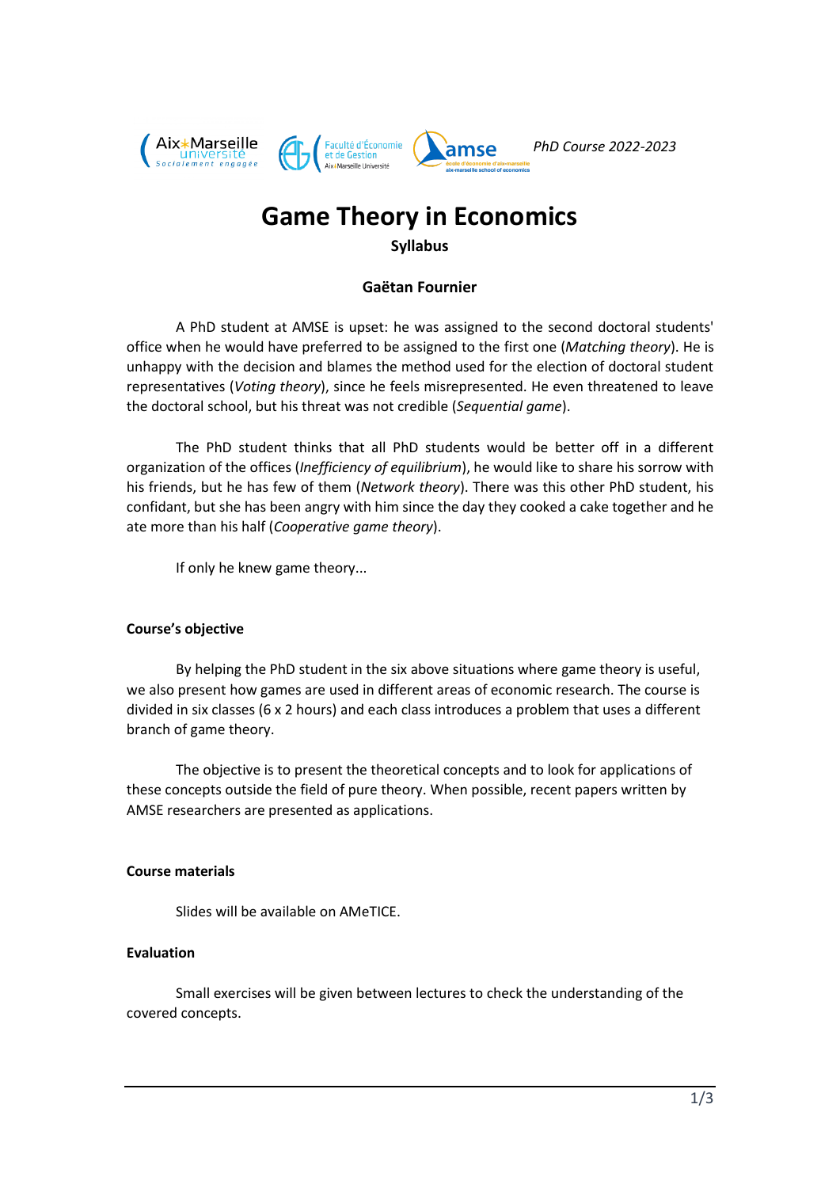PhD Course 2022-2023

# Game Theory in Economics

**Syllabus**

**Gaëtan Fournier**

A PhD student at AMSE is upset: he was assigned to the second doctoral students' office when he would have preferred to be assigned to the first one (*Matching theory*). He is unhappy with the decision and blames the method used for the election of doctoral student representatives (*Voting theory*), since he feels misrepresented. He even threatened to leave the doctoral school, but his threat was not credible (*Sequential game*).

The PhD student thinks that all PhD students would be better off in a different organization of the offices (*Inefficiency of equilibrium*), he would like to share his sorrow with his friends, but he has few of them (*Network theory*). There was this other PhD student, his confidant, but she has been angry with him since the day they cooked a cake together and he ate more than his half (*Cooperative game theory*).

If only he knew game theory...

### Course's objective

By helping the PhD student in the six above situations where game theory is useful, we also present how games are used in different areas of economic research. The course is divided in six classes (6 x 2 hours) and each class introduces a problem that uses a different branch of game theory.

The objective is to present the theoretical concepts and to look for applications of these concepts outside the field of pure theory. When possible, recent papers written by AMSE researchers are presented as applications.

### Course materials

Slides will be available on AMeTICE.

### Evaluation

Small exercises will be given between lectures to check the understanding of the covered concepts.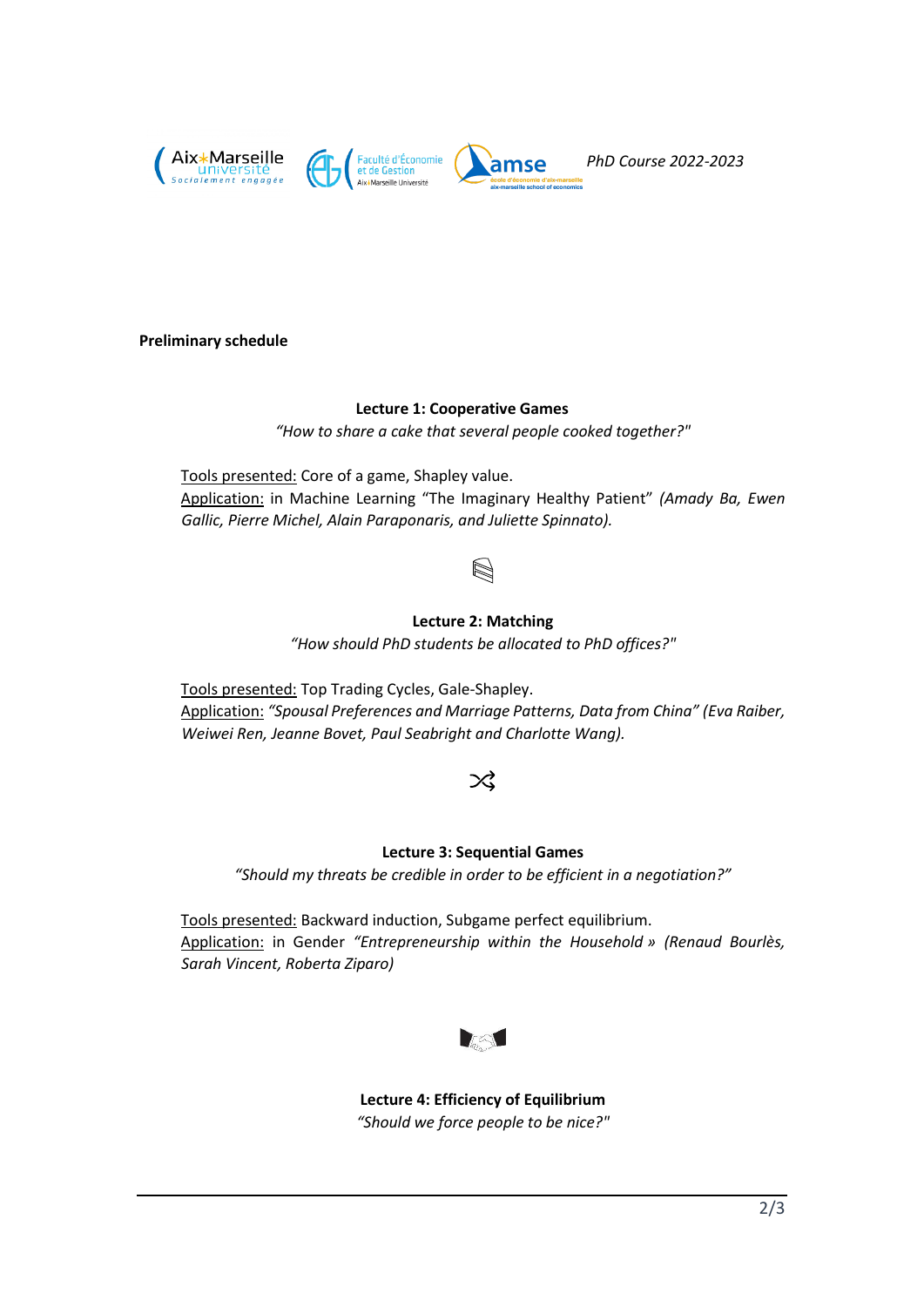**Preliminary schedule**

**Lecture 1: Cooperative Games**

*"How to share a cake that several people cooked together?"*

Tools presented: Core of a game, Shapley value.
Application: in Machine Learning "The Imaginary Healthy Patient" *(Amady Ba, Ewen Gallic, Pierre Michel, Alain Paraponaris, and Juliette Spinnato).*

**Lecture 2: Matching**

*"How should PhD students be allocated to PhD offices?"*

Tools presented: Top Trading Cycles, Gale-Shapley.
Application: *"Spousal Preferences and Marriage Patterns, Data from China" (Eva Raiber, Weiwei Ren, Jeanne Bovet, Paul Seabright and Charlotte Wang).*

**Lecture 3: Sequential Games**

*"Should my threats be credible in order to be efficient in a negotiation?"*

Tools presented: Backward induction, Subgame perfect equilibrium.
Application: in Gender *"Entrepreneurship within the Household » (Renaud Bourlès, Sarah Vincent, Roberta Ziparo)*

**Lecture 4: Efficiency of Equilibrium**

*"Should we force people to be nice?"*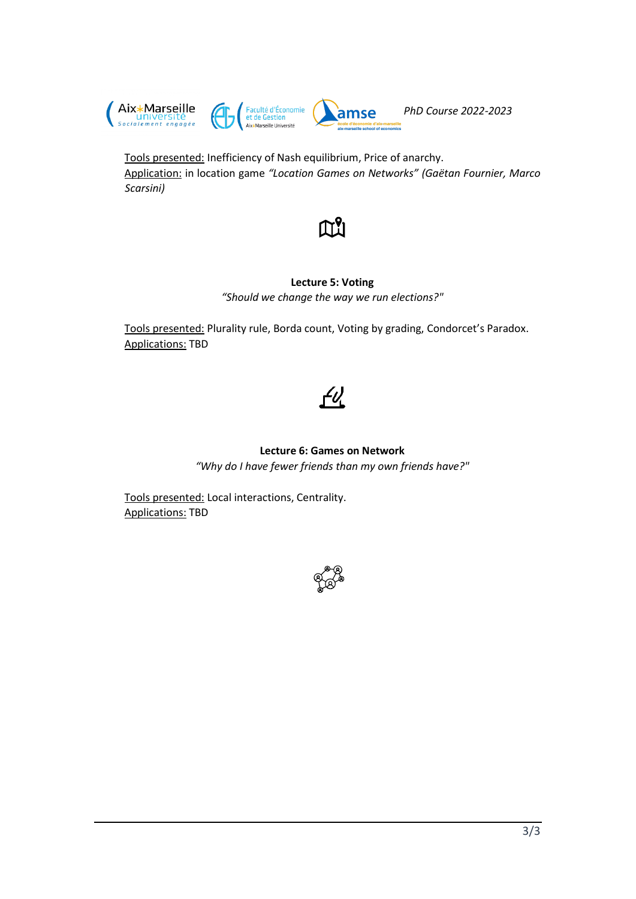Tools presented: Inefficiency of Nash equilibrium, Price of anarchy.
Application: in location game *"Location Games on Networks" (Gaëtan Fournier, Marco Scarsini)*

**Lecture 5: Voting**

*"Should we change the way we run elections?"*

Tools presented: Plurality rule, Borda count, Voting by grading, Condorcet's Paradox.
Applications: TBD

**Lecture 6: Games on Network**

*"Why do I have fewer friends than my own friends have?"*

Tools presented: Local interactions, Centrality.
Applications: TBD